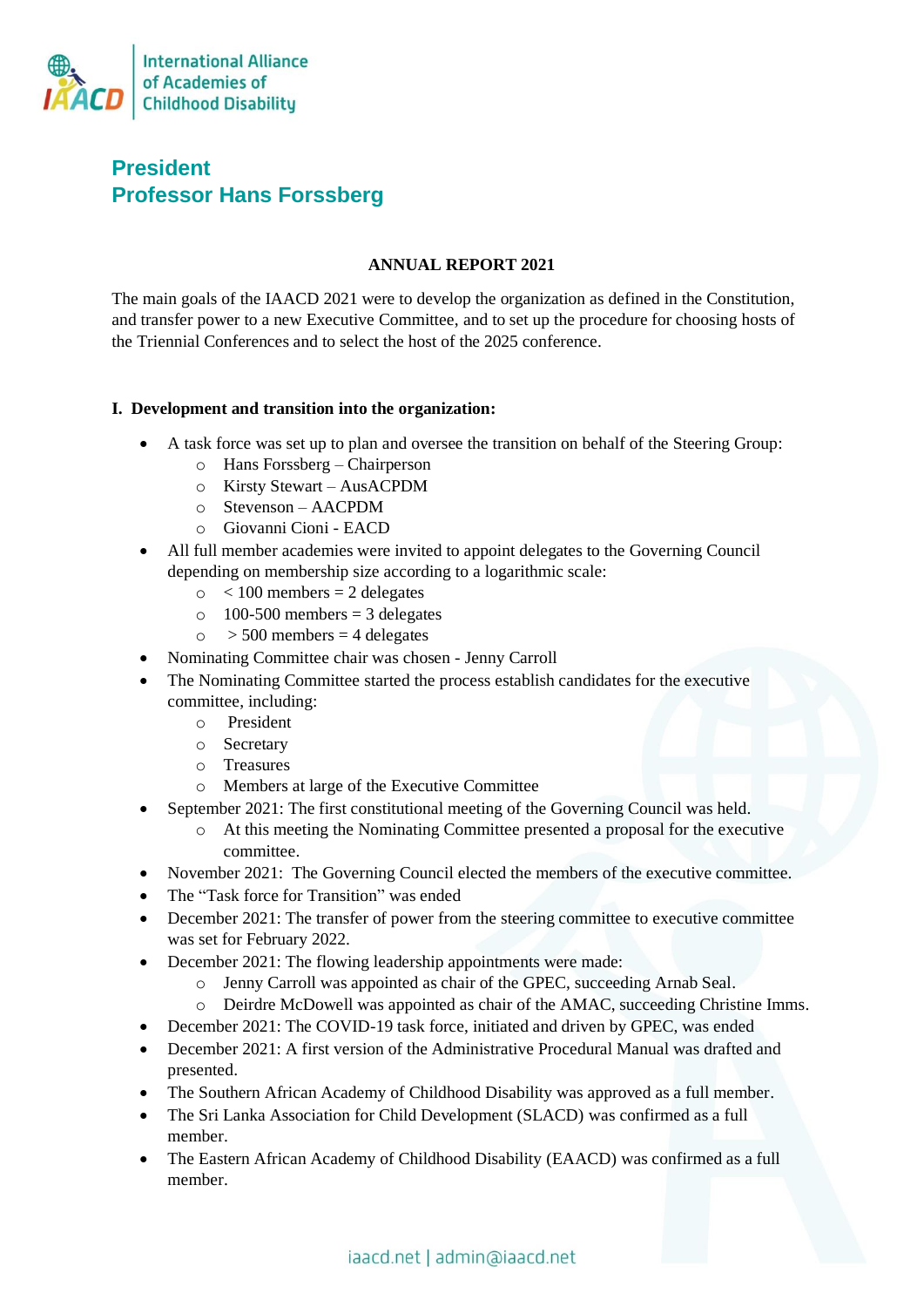International Alliance of Academies of Childhood Disability

## President
## Professor Hans Forssberg

**ANNUAL REPORT 2021**

The main goals of the IAACD 2021 were to develop the organization as defined in the Constitution, and transfer power to a new Executive Committee, and to set up the procedure for choosing hosts of the Triennial Conferences and to select the host of the 2025 conference.

**I. Development and transition into the organization:**

- A task force was set up to plan and oversee the transition on behalf of the Steering Group:
  - Hans Forssberg – Chairperson
  - Kirsty Stewart – AusACPDM
  - Stevenson – AACPDM
  - Giovanni Cioni - EACD
- All full member academies were invited to appoint delegates to the Governing Council depending on membership size according to a logarithmic scale:
  - < 100 members = 2 delegates
  - 100-500 members = 3 delegates
  - > 500 members = 4 delegates
- Nominating Committee chair was chosen - Jenny Carroll
- The Nominating Committee started the process establish candidates for the executive committee, including:
  - President
  - Secretary
  - Treasures
  - Members at large of the Executive Committee
- September 2021: The first constitutional meeting of the Governing Council was held.
  - At this meeting the Nominating Committee presented a proposal for the executive committee.
- November 2021: The Governing Council elected the members of the executive committee.
- The "Task force for Transition" was ended
- December 2021: The transfer of power from the steering committee to executive committee was set for February 2022.
- December 2021: The flowing leadership appointments were made:
  - Jenny Carroll was appointed as chair of the GPEC, succeeding Arnab Seal.
  - Deirdre McDowell was appointed as chair of the AMAC, succeeding Christine Imms.
- December 2021: The COVID-19 task force, initiated and driven by GPEC, was ended
- December 2021: A first version of the Administrative Procedural Manual was drafted and presented.
- The Southern African Academy of Childhood Disability was approved as a full member.
- The Sri Lanka Association for Child Development (SLACD) was confirmed as a full member.
- The Eastern African Academy of Childhood Disability (EAACD) was confirmed as a full member.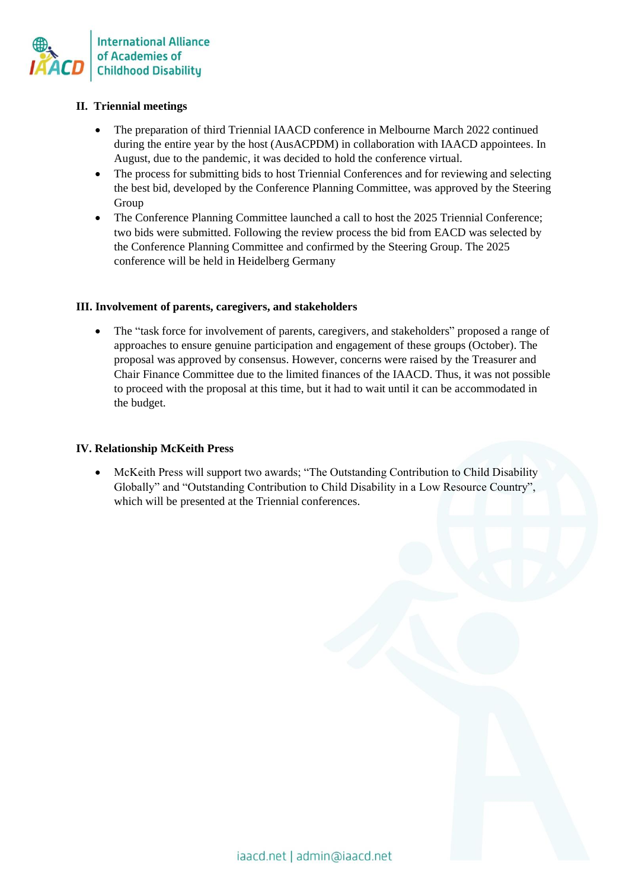## II. Triennial meetings

- The preparation of third Triennial IAACD conference in Melbourne March 2022 continued during the entire year by the host (AusACPDM) in collaboration with IAACD appointees. In August, due to the pandemic, it was decided to hold the conference virtual.
- The process for submitting bids to host Triennial Conferences and for reviewing and selecting the best bid, developed by the Conference Planning Committee, was approved by the Steering Group
- The Conference Planning Committee launched a call to host the 2025 Triennial Conference; two bids were submitted. Following the review process the bid from EACD was selected by the Conference Planning Committee and confirmed by the Steering Group. The 2025 conference will be held in Heidelberg Germany

## III. Involvement of parents, caregivers, and stakeholders

- The "task force for involvement of parents, caregivers, and stakeholders" proposed a range of approaches to ensure genuine participation and engagement of these groups (October). The proposal was approved by consensus. However, concerns were raised by the Treasurer and Chair Finance Committee due to the limited finances of the IAACD. Thus, it was not possible to proceed with the proposal at this time, but it had to wait until it can be accommodated in the budget.

## IV. Relationship McKeith Press

- McKeith Press will support two awards; "The Outstanding Contribution to Child Disability Globally" and "Outstanding Contribution to Child Disability in a Low Resource Country", which will be presented at the Triennial conferences.